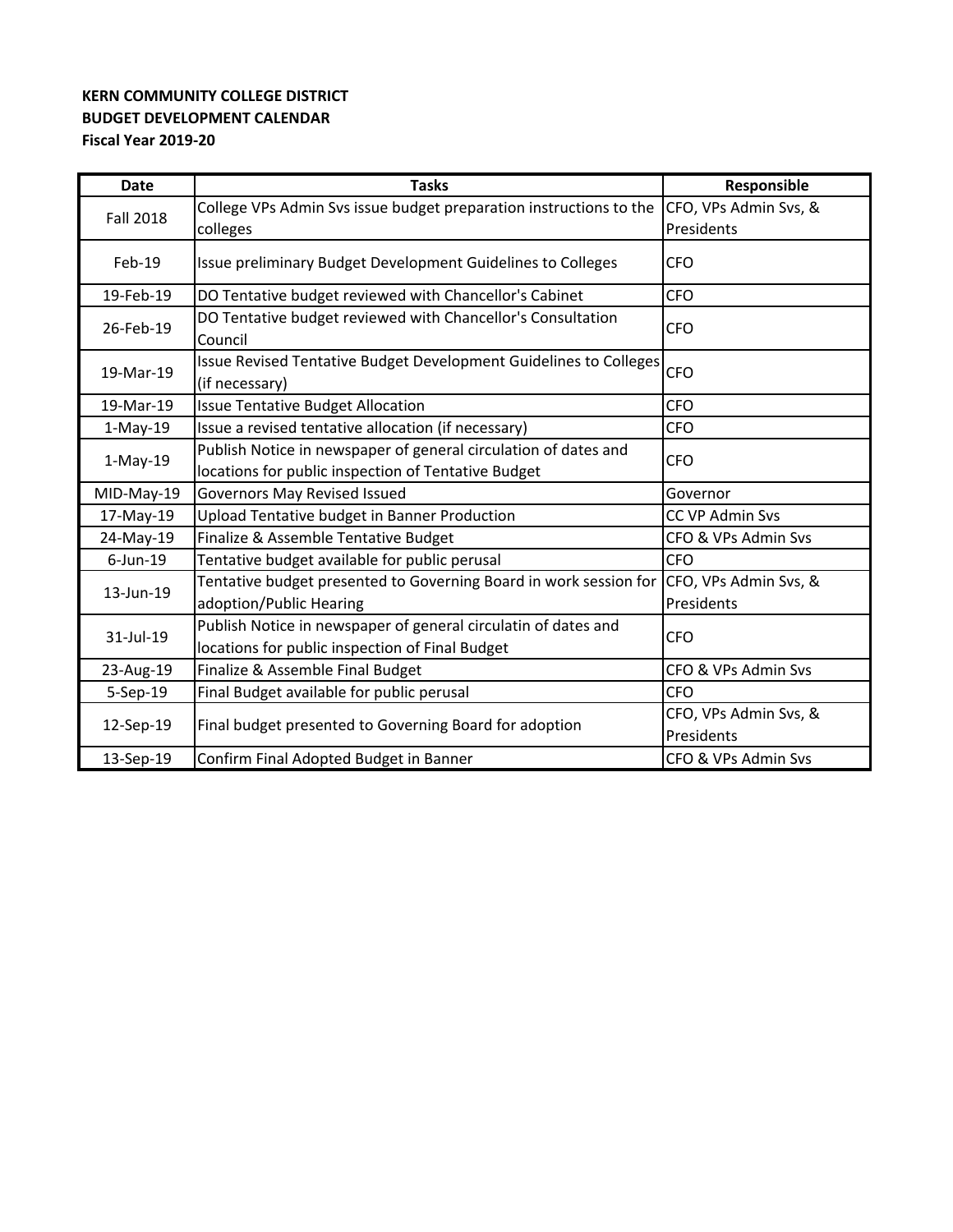**KERN COMMUNITY COLLEGE DISTRICT**
**BUDGET DEVELOPMENT CALENDAR**
**Fiscal Year 2019-20**

| Date | Tasks | Responsible |
|---|---|---|
| Fall 2018 | College VPs Admin Svs issue budget preparation instructions to the colleges | CFO, VPs Admin Svs, & Presidents |
| Feb-19 | Issue preliminary Budget Development Guidelines to Colleges | CFO |
| 19-Feb-19 | DO Tentative budget reviewed with Chancellor's Cabinet | CFO |
| 26-Feb-19 | DO Tentative budget reviewed with Chancellor's Consultation Council | CFO |
| 19-Mar-19 | Issue Revised Tentative Budget Development Guidelines to Colleges (if necessary) | CFO |
| 19-Mar-19 | Issue Tentative Budget Allocation | CFO |
| 1-May-19 | Issue a revised tentative allocation (if necessary) | CFO |
| 1-May-19 | Publish Notice in newspaper of general circulation of dates and locations for public inspection of Tentative Budget | CFO |
| MID-May-19 | Governors May Revised Issued | Governor |
| 17-May-19 | Upload Tentative budget in Banner Production | CC VP Admin Svs |
| 24-May-19 | Finalize & Assemble Tentative Budget | CFO & VPs Admin Svs |
| 6-Jun-19 | Tentative budget available for public perusal | CFO |
| 13-Jun-19 | Tentative budget presented to Governing Board in work session for adoption/Public Hearing | CFO, VPs Admin Svs, & Presidents |
| 31-Jul-19 | Publish Notice in newspaper of general circulatin of dates and locations for public inspection of Final Budget | CFO |
| 23-Aug-19 | Finalize & Assemble Final Budget | CFO & VPs Admin Svs |
| 5-Sep-19 | Final Budget available for public perusal | CFO |
| 12-Sep-19 | Final budget presented to Governing Board for adoption | CFO, VPs Admin Svs, & Presidents |
| 13-Sep-19 | Confirm Final Adopted Budget in Banner | CFO & VPs Admin Svs |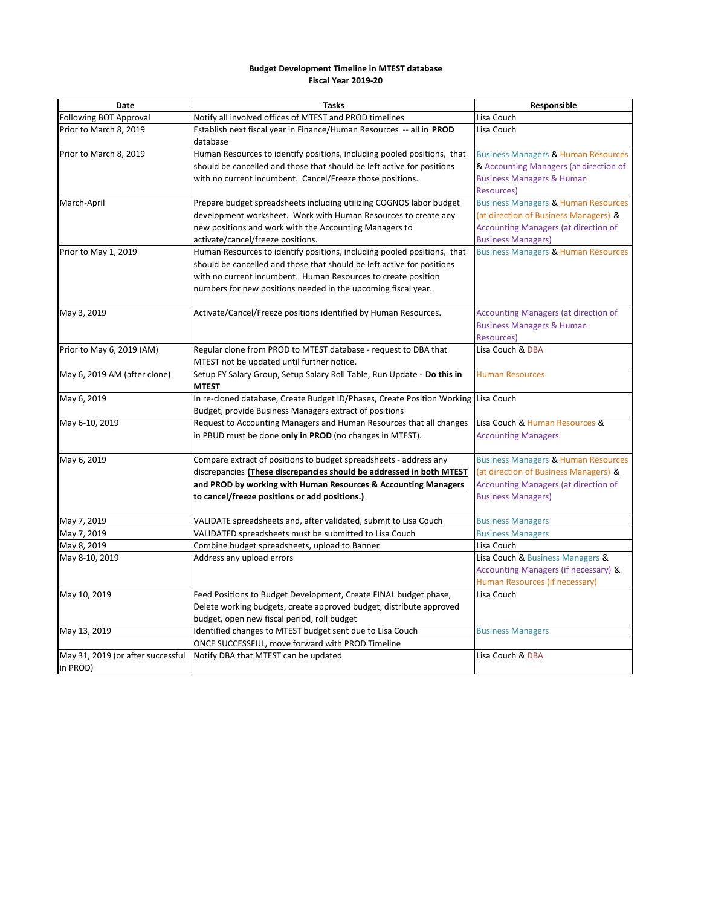**Budget Development Timeline in MTEST database**
**Fiscal Year 2019-20**

| Date | Tasks | Responsible |
|---|---|---|
| Following BOT Approval | Notify all involved offices of MTEST and PROD timelines | Lisa Couch |
| Prior to March 8, 2019 | Establish next fiscal year in Finance/Human Resources -- all in **PROD** database | Lisa Couch |
| Prior to March 8, 2019 | Human Resources to identify positions, including pooled positions, that should be cancelled and those that should be left active for positions with no current incumbent. Cancel/Freeze those positions. | Business Managers & Human Resources & Accounting Managers (at direction of Business Managers & Human Resources) |
| March-April | Prepare budget spreadsheets including utilizing COGNOS labor budget development worksheet. Work with Human Resources to create any new positions and work with the Accounting Managers to activate/cancel/freeze positions. | Business Managers & Human Resources (at direction of Business Managers) & Accounting Managers (at direction of Business Managers) |
| Prior to May 1, 2019 | Human Resources to identify positions, including pooled positions, that should be cancelled and those that should be left active for positions with no current incumbent. Human Resources to create position numbers for new positions needed in the upcoming fiscal year. | Business Managers & Human Resources |
| May 3, 2019 | Activate/Cancel/Freeze positions identified by Human Resources. | Accounting Managers (at direction of Business Managers & Human Resources) |
| Prior to May 6, 2019 (AM) | Regular clone from PROD to MTEST database - request to DBA that MTEST not be updated until further notice. | Lisa Couch & DBA |
| May 6, 2019 AM (after clone) | Setup FY Salary Group, Setup Salary Roll Table, Run Update - **Do this in MTEST** | Human Resources |
| May 6, 2019 | In re-cloned database, Create Budget ID/Phases, Create Position Working Budget, provide Business Managers extract of positions | Lisa Couch |
| May 6-10, 2019 | Request to Accounting Managers and Human Resources that all changes in PBUD must be done **only in PROD** (no changes in MTEST). | Lisa Couch & Human Resources & Accounting Managers |
| May 6, 2019 | Compare extract of positions to budget spreadsheets - address any discrepancies **(These discrepancies should be addressed in both MTEST and PROD by working with Human Resources & Accounting Managers to cancel/freeze positions or add positions.)** | Business Managers & Human Resources (at direction of Business Managers) & Accounting Managers (at direction of Business Managers) |
| May 7, 2019 | VALIDATE spreadsheets and, after validated, submit to Lisa Couch | Business Managers |
| May 7, 2019 | VALIDATED spreadsheets must be submitted to Lisa Couch | Business Managers |
| May 8, 2019 | Combine budget spreadsheets, upload to Banner | Lisa Couch |
| May 8-10, 2019 | Address any upload errors | Lisa Couch & Business Managers & Accounting Managers (if necessary) & Human Resources (if necessary) |
| May 10, 2019 | Feed Positions to Budget Development, Create FINAL budget phase, Delete working budgets, create approved budget, distribute approved budget, open new fiscal period, roll budget | Lisa Couch |
| May 13, 2019 | Identified changes to MTEST budget sent due to Lisa Couch | Business Managers |
| | ONCE SUCCESSFUL, move forward with PROD Timeline | |
| May 31, 2019 (or after successful in PROD) | Notify DBA that MTEST can be updated | Lisa Couch & DBA |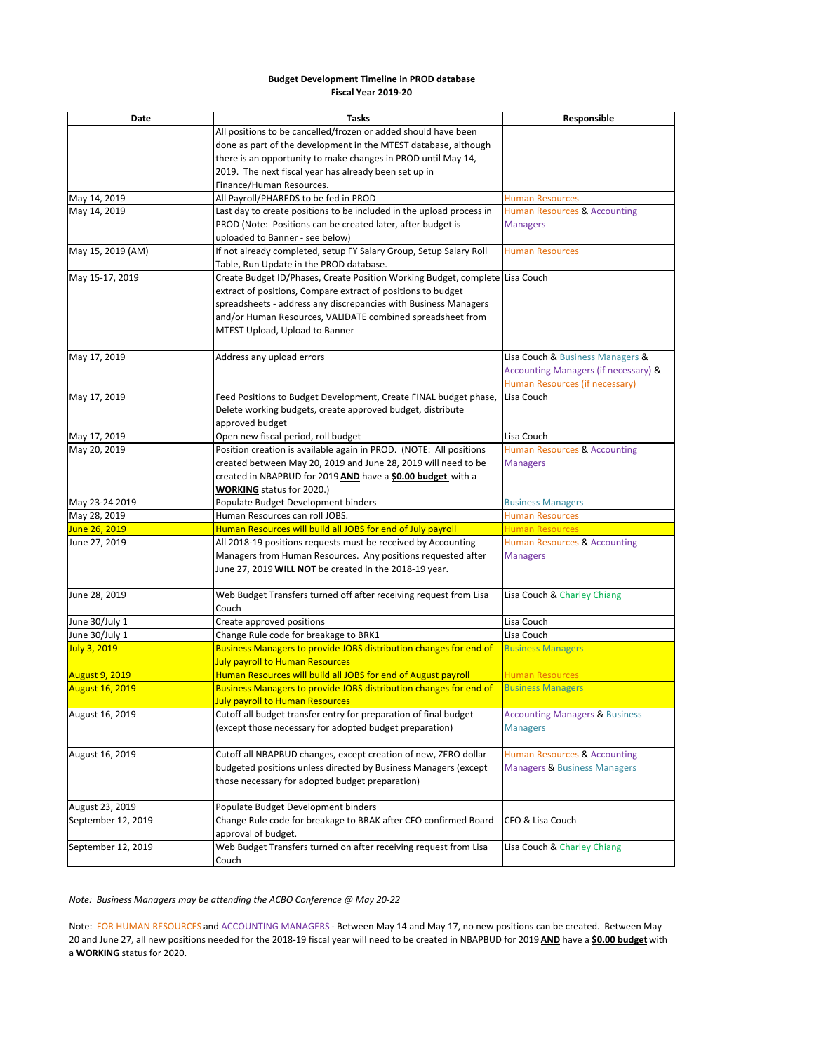**Budget Development Timeline in PROD database**
**Fiscal Year 2019-20**

| Date | Tasks | Responsible |
|---|---|---|
| | All positions to be cancelled/frozen or added should have been done as part of the development in the MTEST database, although there is an opportunity to make changes in PROD until May 14, 2019. The next fiscal year has already been set up in Finance/Human Resources. | |
| May 14, 2019 | All Payroll/PHAREDS to be fed in PROD | Human Resources |
| May 14, 2019 | Last day to create positions to be included in the upload process in PROD (Note: Positions can be created later, after budget is uploaded to Banner - see below) | Human Resources & Accounting Managers |
| May 15, 2019 (AM) | If not already completed, setup FY Salary Group, Setup Salary Roll Table, Run Update in the PROD database. | Human Resources |
| May 15-17, 2019 | Create Budget ID/Phases, Create Position Working Budget, complete extract of positions, Compare extract of positions to budget spreadsheets - address any discrepancies with Business Managers and/or Human Resources, VALIDATE combined spreadsheet from MTEST Upload, Upload to Banner | Lisa Couch |
| May 17, 2019 | Address any upload errors | Lisa Couch & Business Managers & Accounting Managers (if necessary) & Human Resources (if necessary) |
| May 17, 2019 | Feed Positions to Budget Development, Create FINAL budget phase, Delete working budgets, create approved budget, distribute approved budget | Lisa Couch |
| May 17, 2019 | Open new fiscal period, roll budget | Lisa Couch |
| May 20, 2019 | Position creation is available again in PROD. (NOTE: All positions created between May 20, 2019 and June 28, 2019 will need to be created in NBAPBUD for 2019 **AND** have a **$0.00 budget** with a **WORKING** status for 2020.) | Human Resources & Accounting Managers |
| May 23-24 2019 | Populate Budget Development binders | Business Managers |
| May 28, 2019 | Human Resources can roll JOBS. | Human Resources |
| June 26, 2019 | Human Resources will build all JOBS for end of July payroll | Human Resources |
| June 27, 2019 | All 2018-19 positions requests must be received by Accounting Managers from Human Resources. Any positions requested after June 27, 2019 **WILL NOT** be created in the 2018-19 year. | Human Resources & Accounting Managers |
| June 28, 2019 | Web Budget Transfers turned off after receiving request from Lisa Couch | Lisa Couch & Charley Chiang |
| June 30/July 1 | Create approved positions | Lisa Couch |
| June 30/July 1 | Change Rule code for breakage to BRK1 | Lisa Couch |
| July 3, 2019 | Business Managers to provide JOBS distribution changes for end of July payroll to Human Resources | Business Managers |
| August 9, 2019 | Human Resources will build all JOBS for end of August payroll | Human Resources |
| August 16, 2019 | Business Managers to provide JOBS distribution changes for end of July payroll to Human Resources | Business Managers |
| August 16, 2019 | Cutoff all budget transfer entry for preparation of final budget (except those necessary for adopted budget preparation) | Accounting Managers & Business Managers |
| August 16, 2019 | Cutoff all NBAPBUD changes, except creation of new, ZERO dollar budgeted positions unless directed by Business Managers (except those necessary for adopted budget preparation) | Human Resources & Accounting Managers & Business Managers |
| August 23, 2019 | Populate Budget Development binders | |
| September 12, 2019 | Change Rule code for breakage to BRAK after CFO confirmed Board approval of budget. | CFO & Lisa Couch |
| September 12, 2019 | Web Budget Transfers turned on after receiving request from Lisa Couch | Lisa Couch & Charley Chiang |

*Note: Business Managers may be attending the ACBO Conference @ May 20-22*

Note: FOR HUMAN RESOURCES and ACCOUNTING MANAGERS - Between May 14 and May 17, no new positions can be created. Between May 20 and June 27, all new positions needed for the 2018-19 fiscal year will need to be created in NBAPBUD for 2019 **AND** have a **$0.00 budget** with a **WORKING** status for 2020.